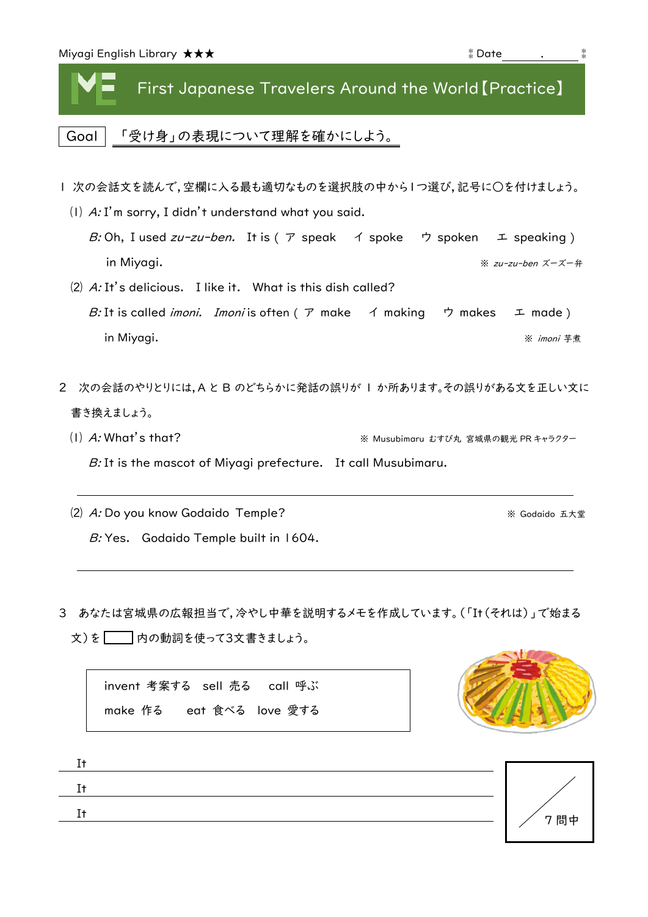Miyagi English Library ★★★ Date\_\_\_\_\_.\_\_\_\_\_

# First Japanese Travelers Around the World【Practice】

**Goal** 「受け身」の表現について理解を確かにしよう。

1 次の会話文を読んで，空欄に入る最も適切なものを選択肢の中から１つ選び，記号に〇を付けましょう。

(1) *A:* I'm sorry, I didn't understand what you said.

*B:* Oh, I used *zu-zu-ben.* It is ( ア speak イ spoke ウ spoken エ speaking ) in Miyagi.

※ *zu-zu-ben* ズーズー弁

(2) *A:* It's delicious. I like it. What is this dish called?

*B:* It is called *imoni.* *Imoni* is often ( ア make イ making ウ makes エ made ) in Miyagi.

※ *imoni* 芋煮

2 次の会話のやりとりには，A と B のどちらかに発話の誤りが １ か所あります。その誤りがある文を正しい文に書き換えましょう。

(1) *A:* What's that?

※ Musubimaru むすび丸 宮城県の観光 PR キャラクター

*B:* It is the mascot of Miyagi prefecture. It call Musubimaru.

\_\_\_\_\_\_\_\_\_\_\_\_\_\_\_\_\_\_\_\_\_\_\_\_\_\_\_\_\_\_\_\_\_\_\_\_\_\_\_\_

(2) *A:* Do you know Godaido Temple?

※ Godaido 五大堂

*B:* Yes. Godaido Temple built in 1604.

\_\_\_\_\_\_\_\_\_\_\_\_\_\_\_\_\_\_\_\_\_\_\_\_\_\_\_\_\_\_\_\_\_\_\_\_\_\_\_\_

3 あなたは宮城県の広報担当で，冷やし中華を説明するメモを作成しています。(「It（それは）」で始まる文）を［ ］内の動詞を使って3文書きましょう。

| | | |
|---|---|---|
| invent 考案する | sell 売る | call 呼ぶ |
| make 作る | eat 食べる | love 愛する |

It \_\_\_\_\_\_\_\_\_\_\_\_\_\_\_\_\_\_\_\_\_\_\_\_\_\_\_\_\_\_\_\_\_\_\_\_\_\_\_\_

It \_\_\_\_\_\_\_\_\_\_\_\_\_\_\_\_\_\_\_\_\_\_\_\_\_\_\_\_\_\_\_\_\_\_\_\_\_\_\_\_

It \_\_\_\_\_\_\_\_\_\_\_\_\_\_\_\_\_\_\_\_\_\_\_\_\_\_\_\_\_\_\_\_\_\_\_\_\_\_\_\_

／ 7 問中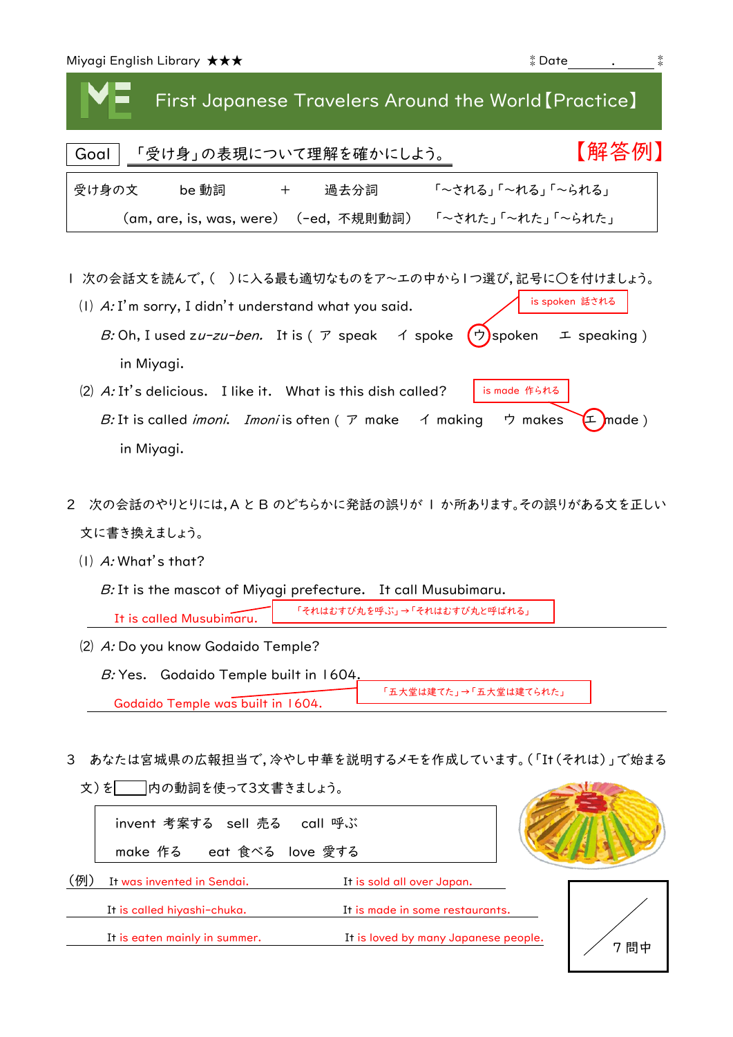Miyagi English Library ★★★ Date ______ .

# First Japanese Travelers Around the World【Practice】

Goal 「受け身」の表現について理解を確かにしよう。 【解答例】

| | | | | |
|---|---|---|---|---|
| 受け身の文 | be 動詞 | ＋ | 過去分詞 | 「～される」「～れる」「～られる」 |
| | (am, are, is, was, were) | | (-ed, 不規則動詞) | 「～された」「～れた」「～られた」 |

1 次の会話文を読んで，(　)に入る最も適切なものをア～エの中から1つ選び，記号に○を付けましょう。

(1) *A:* I'm sorry, I didn't understand what you said.

*B:* Oh, I used *zu-zu-ben.* It is ( ア speak イ spoke ㋒ spoken エ speaking ) in Miyagi.

is spoken 話される

(2) *A:* It's delicious. I like it. What is this dish called?

*B:* It is called *imoni.* *Imoni* is often ( ア make イ making ウ makes ㋓ made ) in Miyagi.

is made 作られる

2 次の会話のやりとりには，A と B のどちらかに発話の誤りが 1 か所あります。その誤りがある文を正しい文に書き換えましょう。

(1) *A:* What's that?

*B:* It is the mascot of Miyagi prefecture. It call Musubimaru.

It is called Musubimaru.

「それはむすび丸を呼ぶ」→「それはむすび丸と呼ばれる」

(2) *A:* Do you know Godaido Temple?

*B:* Yes. Godaido Temple built in 1604.

Godaido Temple was built in 1604.

「五大堂は建てた」→「五大堂は建てられた」

3 あなたは宮城県の広報担当で，冷やし中華を説明するメモを作成しています。(「It (それは)」で始まる文) を□内の動詞を使って3文書きましょう。

| | | |
|---|---|---|
| invent 考案する | sell 売る | call 呼ぶ |
| make 作る | eat 食べる | love 愛する |

(例) It was invented in Sendai.　　It is sold all over Japan.

It is called hiyashi-chuka.　　It is made in some restaurants.

It is eaten mainly in summer.　　It is loved by many Japanese people.

／7 問中